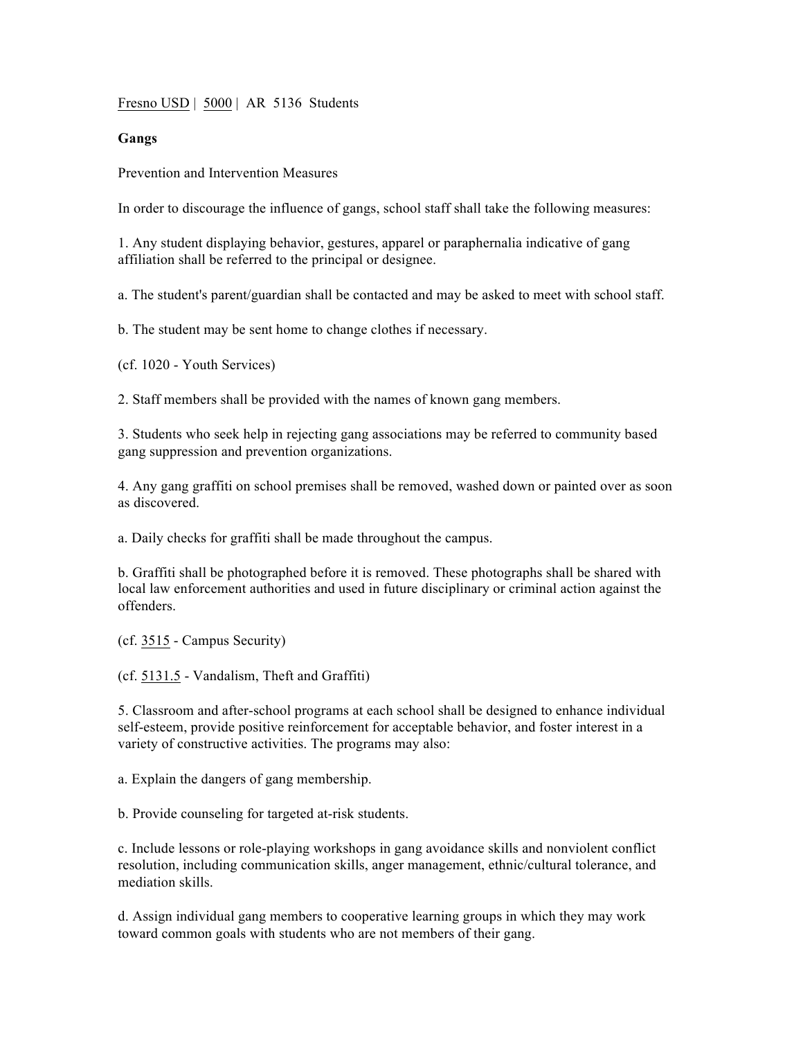Fresno USD | 5000 | AR 5136 Students

**Gangs**

Prevention and Intervention Measures

In order to discourage the influence of gangs, school staff shall take the following measures:

1. Any student displaying behavior, gestures, apparel or paraphernalia indicative of gang affiliation shall be referred to the principal or designee.

a. The student's parent/guardian shall be contacted and may be asked to meet with school staff.

b. The student may be sent home to change clothes if necessary.

(cf. 1020 - Youth Services)

2. Staff members shall be provided with the names of known gang members.

3. Students who seek help in rejecting gang associations may be referred to community based gang suppression and prevention organizations.

4. Any gang graffiti on school premises shall be removed, washed down or painted over as soon as discovered.

a. Daily checks for graffiti shall be made throughout the campus.

b. Graffiti shall be photographed before it is removed. These photographs shall be shared with local law enforcement authorities and used in future disciplinary or criminal action against the offenders.

(cf. 3515 - Campus Security)

(cf. 5131.5 - Vandalism, Theft and Graffiti)

5. Classroom and after-school programs at each school shall be designed to enhance individual self-esteem, provide positive reinforcement for acceptable behavior, and foster interest in a variety of constructive activities. The programs may also:

a. Explain the dangers of gang membership.

b. Provide counseling for targeted at-risk students.

c. Include lessons or role-playing workshops in gang avoidance skills and nonviolent conflict resolution, including communication skills, anger management, ethnic/cultural tolerance, and mediation skills.

d. Assign individual gang members to cooperative learning groups in which they may work toward common goals with students who are not members of their gang.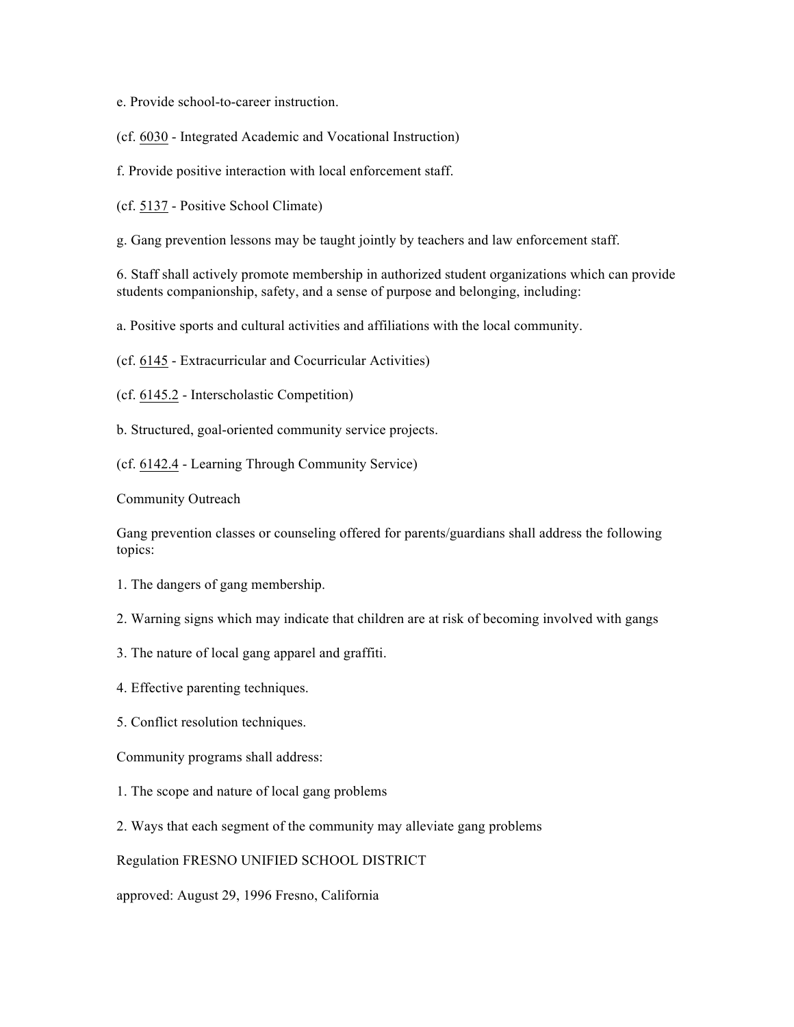e. Provide school-to-career instruction.

(cf. 6030 - Integrated Academic and Vocational Instruction)

f. Provide positive interaction with local enforcement staff.

(cf. 5137 - Positive School Climate)

g. Gang prevention lessons may be taught jointly by teachers and law enforcement staff.

6. Staff shall actively promote membership in authorized student organizations which can provide students companionship, safety, and a sense of purpose and belonging, including:

a. Positive sports and cultural activities and affiliations with the local community.

(cf. 6145 - Extracurricular and Cocurricular Activities)

(cf. 6145.2 - Interscholastic Competition)

b. Structured, goal-oriented community service projects.

(cf. 6142.4 - Learning Through Community Service)

Community Outreach

Gang prevention classes or counseling offered for parents/guardians shall address the following topics:

1. The dangers of gang membership.

2. Warning signs which may indicate that children are at risk of becoming involved with gangs

3. The nature of local gang apparel and graffiti.

4. Effective parenting techniques.

5. Conflict resolution techniques.

Community programs shall address:

1. The scope and nature of local gang problems

2. Ways that each segment of the community may alleviate gang problems

Regulation FRESNO UNIFIED SCHOOL DISTRICT

approved: August 29, 1996 Fresno, California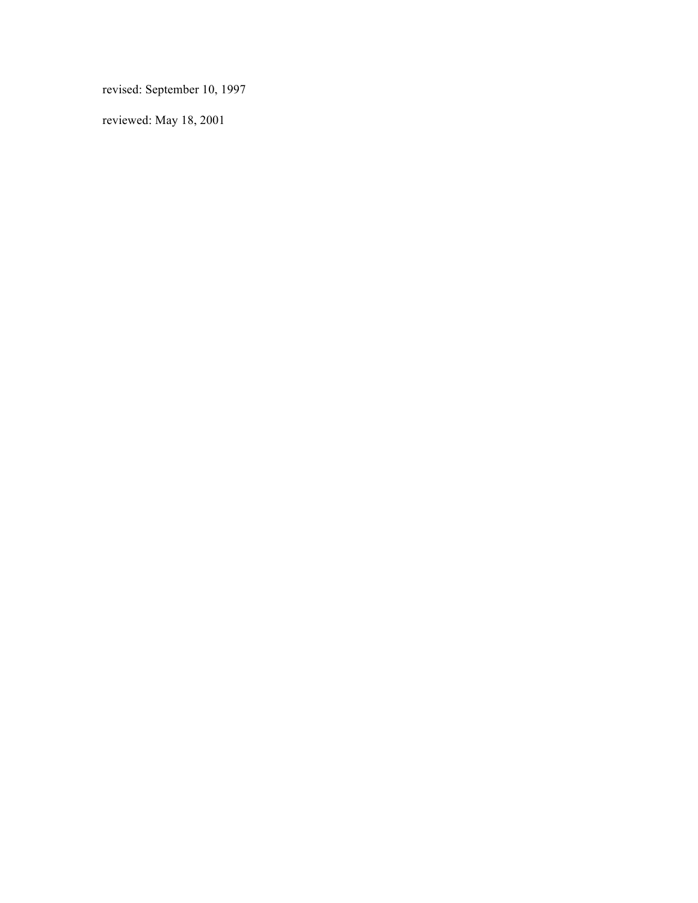revised: September 10, 1997

reviewed: May 18, 2001